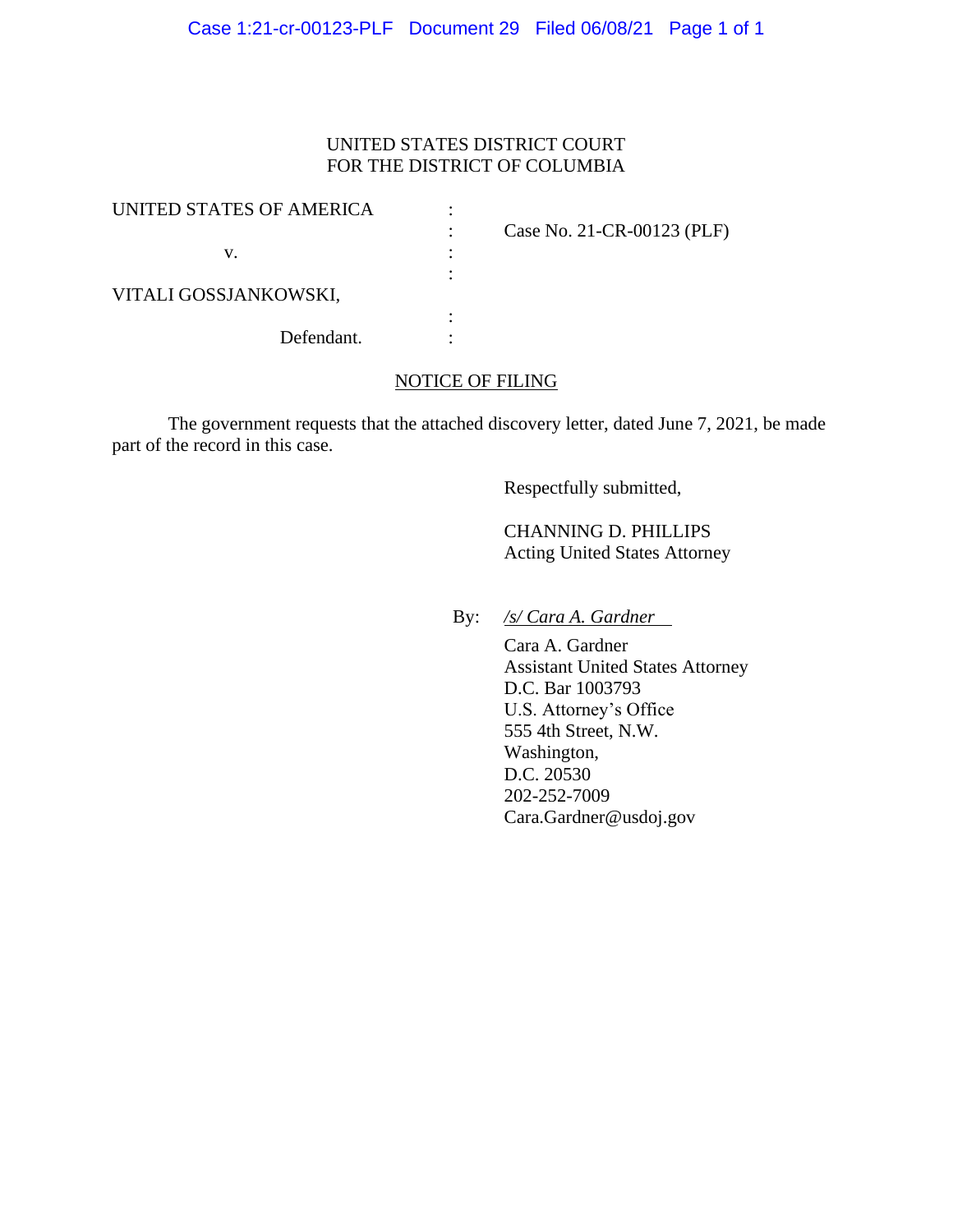UNITED STATES DISTRICT COURT
FOR THE DISTRICT OF COLUMBIA

| | | |
|---|---|---|
| UNITED STATES OF AMERICA | : | |
| | : | Case No. 21-CR-00123 (PLF) |
| v. | : | |
| | : | |
| VITALI GOSSJANKOWSKI, | | |
| | : | |
| Defendant. | : | |

## NOTICE OF FILING

The government requests that the attached discovery letter, dated June 7, 2021, be made part of the record in this case.

Respectfully submitted,

CHANNING D. PHILLIPS
Acting United States Attorney

By: */s/ Cara A. Gardner*

Cara A. Gardner
Assistant United States Attorney
D.C. Bar 1003793
U.S. Attorney's Office
555 4th Street, N.W.
Washington,
D.C. 20530
202-252-7009
Cara.Gardner@usdoj.gov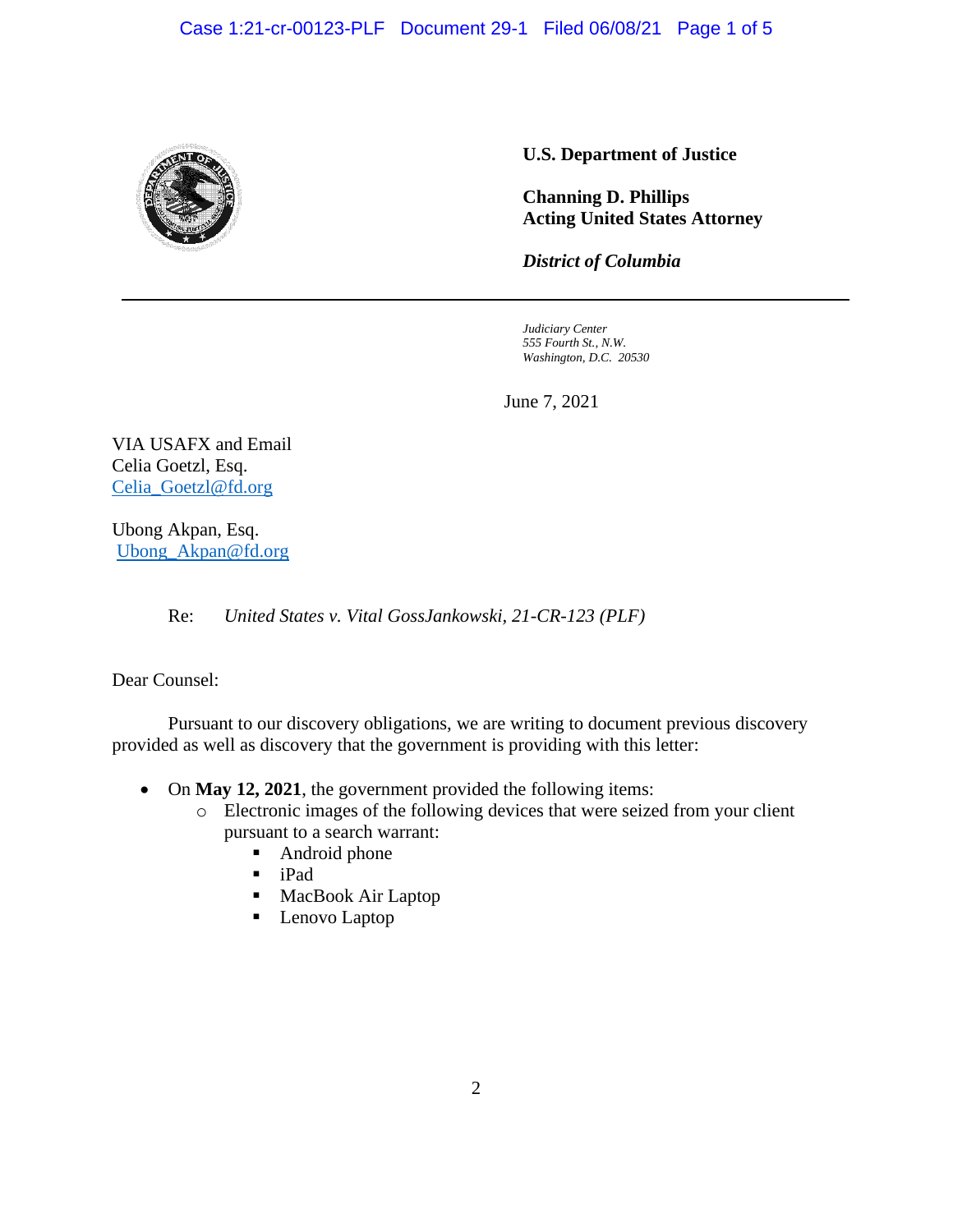**U.S. Department of Justice**

**Channing D. Phillips**
**Acting United States Attorney**

***District of Columbia***

*Judiciary Center*
*555 Fourth St., N.W.*
*Washington, D.C. 20530*

June 7, 2021

VIA USAFX and Email
Celia Goetzl, Esq.
Celia_Goetzl@fd.org

Ubong Akpan, Esq.
Ubong_Akpan@fd.org

Re: *United States v. Vital GossJankowski, 21-CR-123 (PLF)*

Dear Counsel:

Pursuant to our discovery obligations, we are writing to document previous discovery provided as well as discovery that the government is providing with this letter:

- On **May 12, 2021**, the government provided the following items:
  - Electronic images of the following devices that were seized from your client pursuant to a search warrant:
    - Android phone
    - iPad
    - MacBook Air Laptop
    - Lenovo Laptop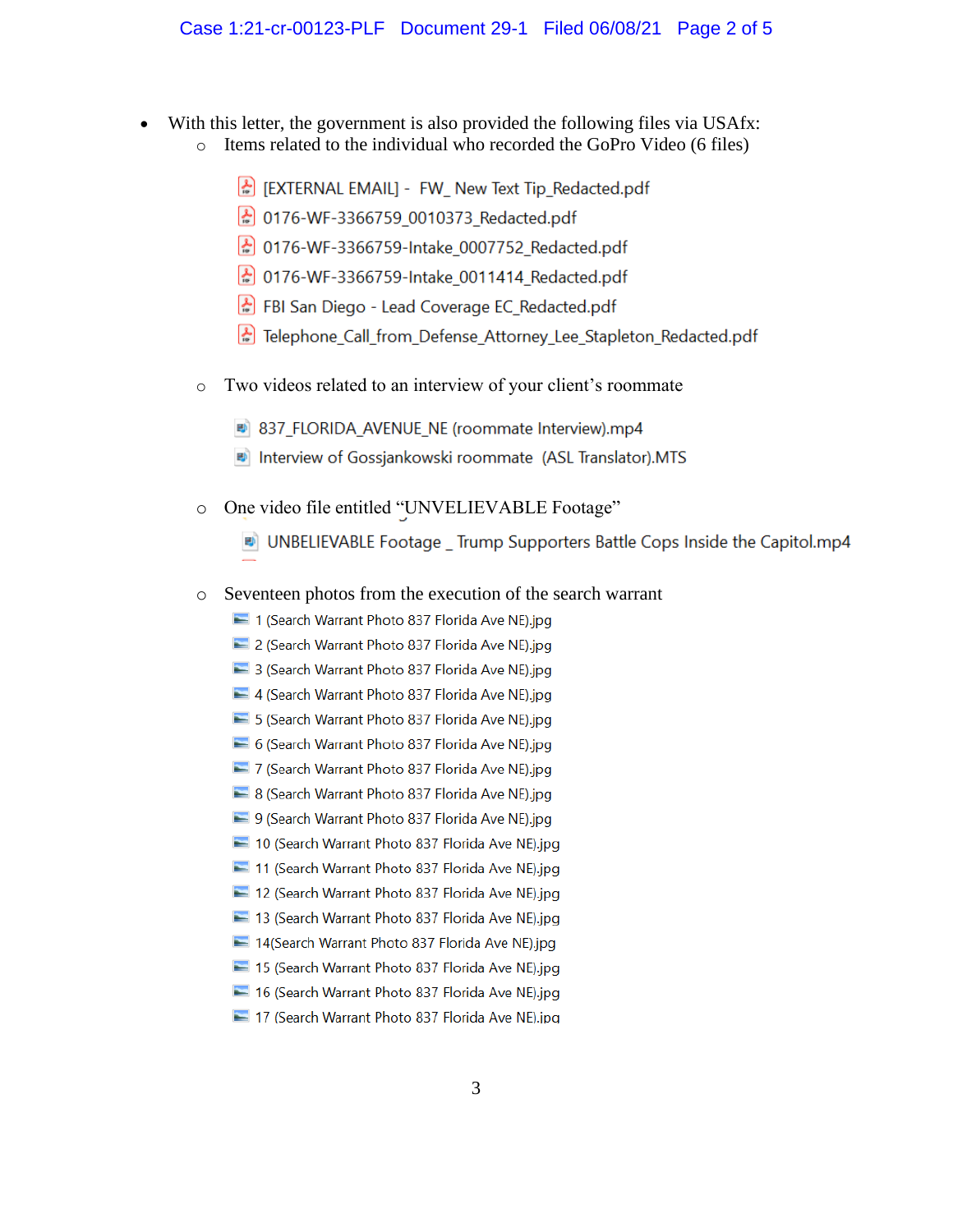- With this letter, the government is also provided the following files via USAfx:
  - Items related to the individual who recorded the GoPro Video (6 files)

    - [EXTERNAL EMAIL] - FW_ New Text Tip_Redacted.pdf
    - 0176-WF-3366759_0010373_Redacted.pdf
    - 0176-WF-3366759-Intake_0007752_Redacted.pdf
    - 0176-WF-3366759-Intake_0011414_Redacted.pdf
    - FBI San Diego - Lead Coverage EC_Redacted.pdf
    - Telephone_Call_from_Defense_Attorney_Lee_Stapleton_Redacted.pdf

  - Two videos related to an interview of your client's roommate

    - 837_FLORIDA_AVENUE_NE (roommate Interview).mp4
    - Interview of Gossjankowski roommate (ASL Translator).MTS

  - One video file entitled "UNVELIEVABLE Footage"

    - UNBELIEVABLE Footage _ Trump Supporters Battle Cops Inside the Capitol.mp4

  - Seventeen photos from the execution of the search warrant

    - 1 (Search Warrant Photo 837 Florida Ave NE).jpg
    - 2 (Search Warrant Photo 837 Florida Ave NE).jpg
    - 3 (Search Warrant Photo 837 Florida Ave NE).jpg
    - 4 (Search Warrant Photo 837 Florida Ave NE).jpg
    - 5 (Search Warrant Photo 837 Florida Ave NE).jpg
    - 6 (Search Warrant Photo 837 Florida Ave NE).jpg
    - 7 (Search Warrant Photo 837 Florida Ave NE).jpg
    - 8 (Search Warrant Photo 837 Florida Ave NE).jpg
    - 9 (Search Warrant Photo 837 Florida Ave NE).jpg
    - 10 (Search Warrant Photo 837 Florida Ave NE).jpg
    - 11 (Search Warrant Photo 837 Florida Ave NE).jpg
    - 12 (Search Warrant Photo 837 Florida Ave NE).jpg
    - 13 (Search Warrant Photo 837 Florida Ave NE).jpg
    - 14(Search Warrant Photo 837 Florida Ave NE).jpg
    - 15 (Search Warrant Photo 837 Florida Ave NE).jpg
    - 16 (Search Warrant Photo 837 Florida Ave NE).jpg
    - 17 (Search Warrant Photo 837 Florida Ave NE).jpg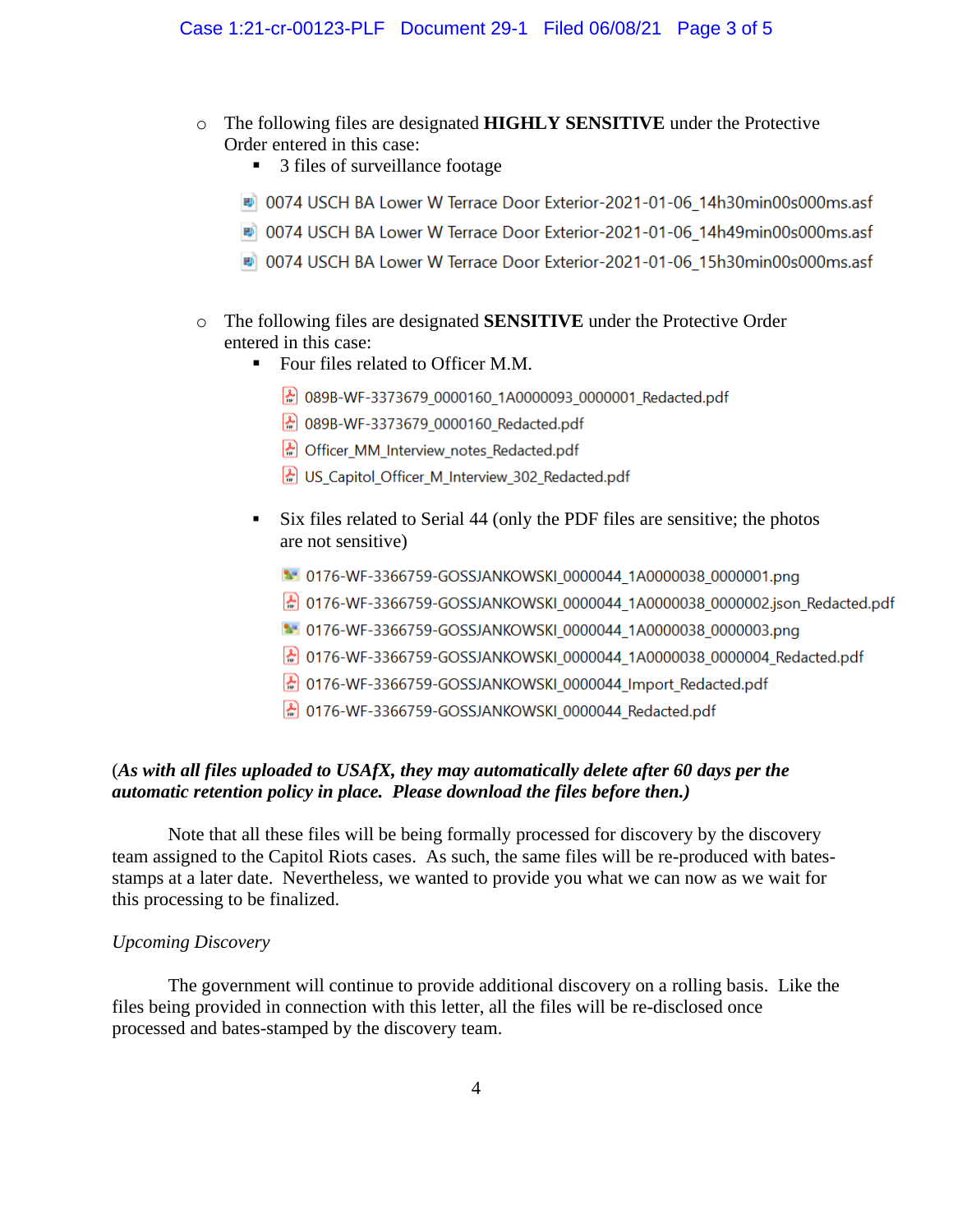- The following files are designated **HIGHLY SENSITIVE** under the Protective Order entered in this case:
  - 3 files of surveillance footage

    0074 USCH BA Lower W Terrace Door Exterior-2021-01-06_14h30min00s000ms.asf

    0074 USCH BA Lower W Terrace Door Exterior-2021-01-06_14h49min00s000ms.asf

    0074 USCH BA Lower W Terrace Door Exterior-2021-01-06_15h30min00s000ms.asf

- The following files are designated **SENSITIVE** under the Protective Order entered in this case:
  - Four files related to Officer M.M.

    089B-WF-3373679_0000160_1A0000093_0000001_Redacted.pdf

    089B-WF-3373679_0000160_Redacted.pdf

    Officer_MM_Interview_notes_Redacted.pdf

    US_Capitol_Officer_M_Interview_302_Redacted.pdf

  - Six files related to Serial 44 (only the PDF files are sensitive; the photos are not sensitive)

    0176-WF-3366759-GOSSJANKOWSKI_0000044_1A0000038_0000001.png

    0176-WF-3366759-GOSSJANKOWSKI_0000044_1A0000038_0000002.json_Redacted.pdf

    0176-WF-3366759-GOSSJANKOWSKI_0000044_1A0000038_0000003.png

    0176-WF-3366759-GOSSJANKOWSKI_0000044_1A0000038_0000004_Redacted.pdf

    0176-WF-3366759-GOSSJANKOWSKI_0000044_Import_Redacted.pdf

    0176-WF-3366759-GOSSJANKOWSKI_0000044_Redacted.pdf

(***As with all files uploaded to USAfX, they may automatically delete after 60 days per the automatic retention policy in place. Please download the files before then.***)

Note that all these files will be being formally processed for discovery by the discovery team assigned to the Capitol Riots cases. As such, the same files will be re-produced with bates-stamps at a later date. Nevertheless, we wanted to provide you what we can now as we wait for this processing to be finalized.

*Upcoming Discovery*

The government will continue to provide additional discovery on a rolling basis. Like the files being provided in connection with this letter, all the files will be re-disclosed once processed and bates-stamped by the discovery team.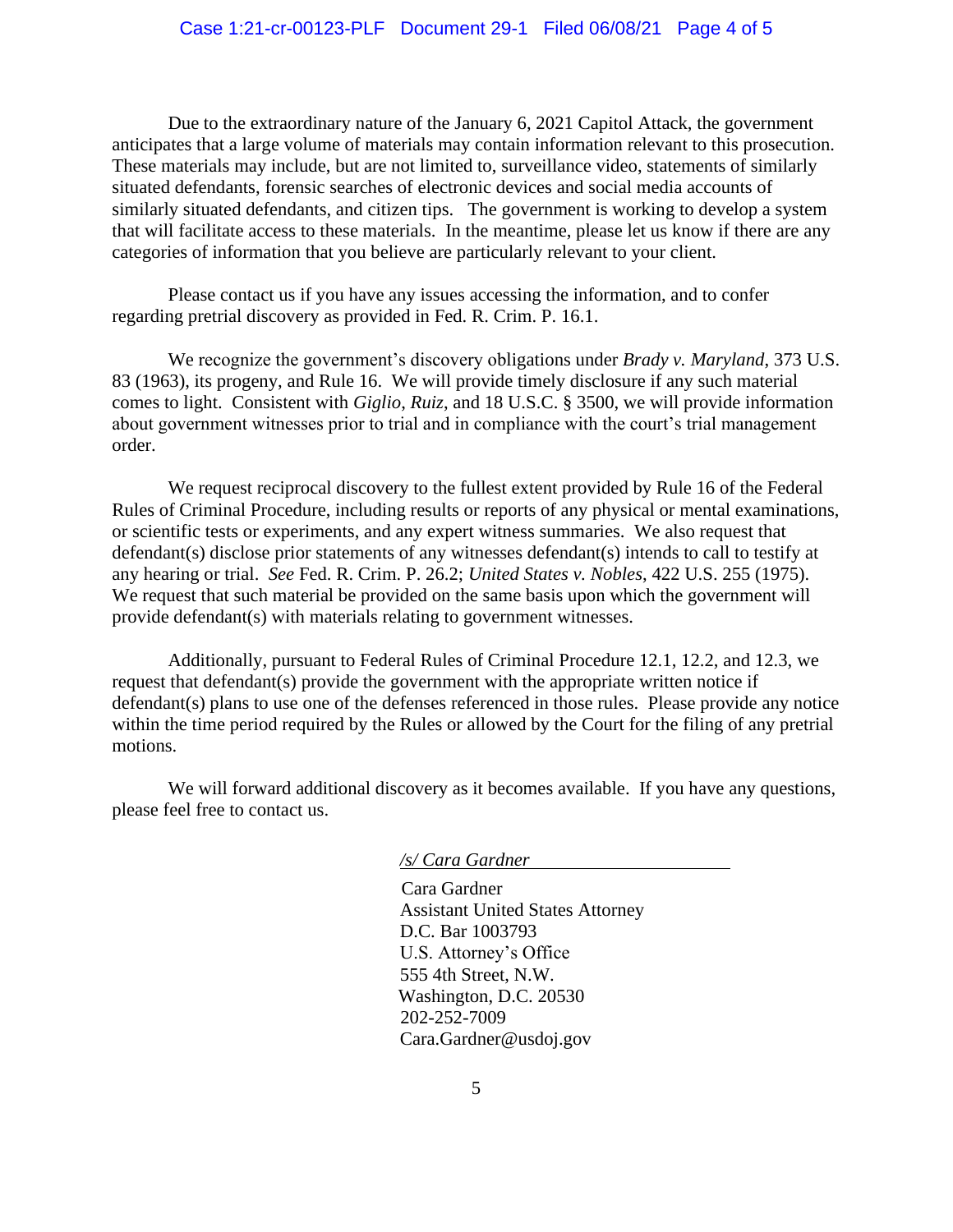Due to the extraordinary nature of the January 6, 2021 Capitol Attack, the government anticipates that a large volume of materials may contain information relevant to this prosecution. These materials may include, but are not limited to, surveillance video, statements of similarly situated defendants, forensic searches of electronic devices and social media accounts of similarly situated defendants, and citizen tips. The government is working to develop a system that will facilitate access to these materials. In the meantime, please let us know if there are any categories of information that you believe are particularly relevant to your client.

Please contact us if you have any issues accessing the information, and to confer regarding pretrial discovery as provided in Fed. R. Crim. P. 16.1.

We recognize the government's discovery obligations under *Brady v. Maryland*, 373 U.S. 83 (1963), its progeny, and Rule 16. We will provide timely disclosure if any such material comes to light. Consistent with *Giglio*, *Ruiz*, and 18 U.S.C. § 3500, we will provide information about government witnesses prior to trial and in compliance with the court's trial management order.

We request reciprocal discovery to the fullest extent provided by Rule 16 of the Federal Rules of Criminal Procedure, including results or reports of any physical or mental examinations, or scientific tests or experiments, and any expert witness summaries. We also request that defendant(s) disclose prior statements of any witnesses defendant(s) intends to call to testify at any hearing or trial. *See* Fed. R. Crim. P. 26.2; *United States v. Nobles*, 422 U.S. 255 (1975). We request that such material be provided on the same basis upon which the government will provide defendant(s) with materials relating to government witnesses.

Additionally, pursuant to Federal Rules of Criminal Procedure 12.1, 12.2, and 12.3, we request that defendant(s) provide the government with the appropriate written notice if defendant(s) plans to use one of the defenses referenced in those rules. Please provide any notice within the time period required by the Rules or allowed by the Court for the filing of any pretrial motions.

We will forward additional discovery as it becomes available. If you have any questions, please feel free to contact us.

*/s/ Cara Gardner*

Cara Gardner
Assistant United States Attorney
D.C. Bar 1003793
U.S. Attorney's Office
555 4th Street, N.W.
Washington, D.C. 20530
202-252-7009
Cara.Gardner@usdoj.gov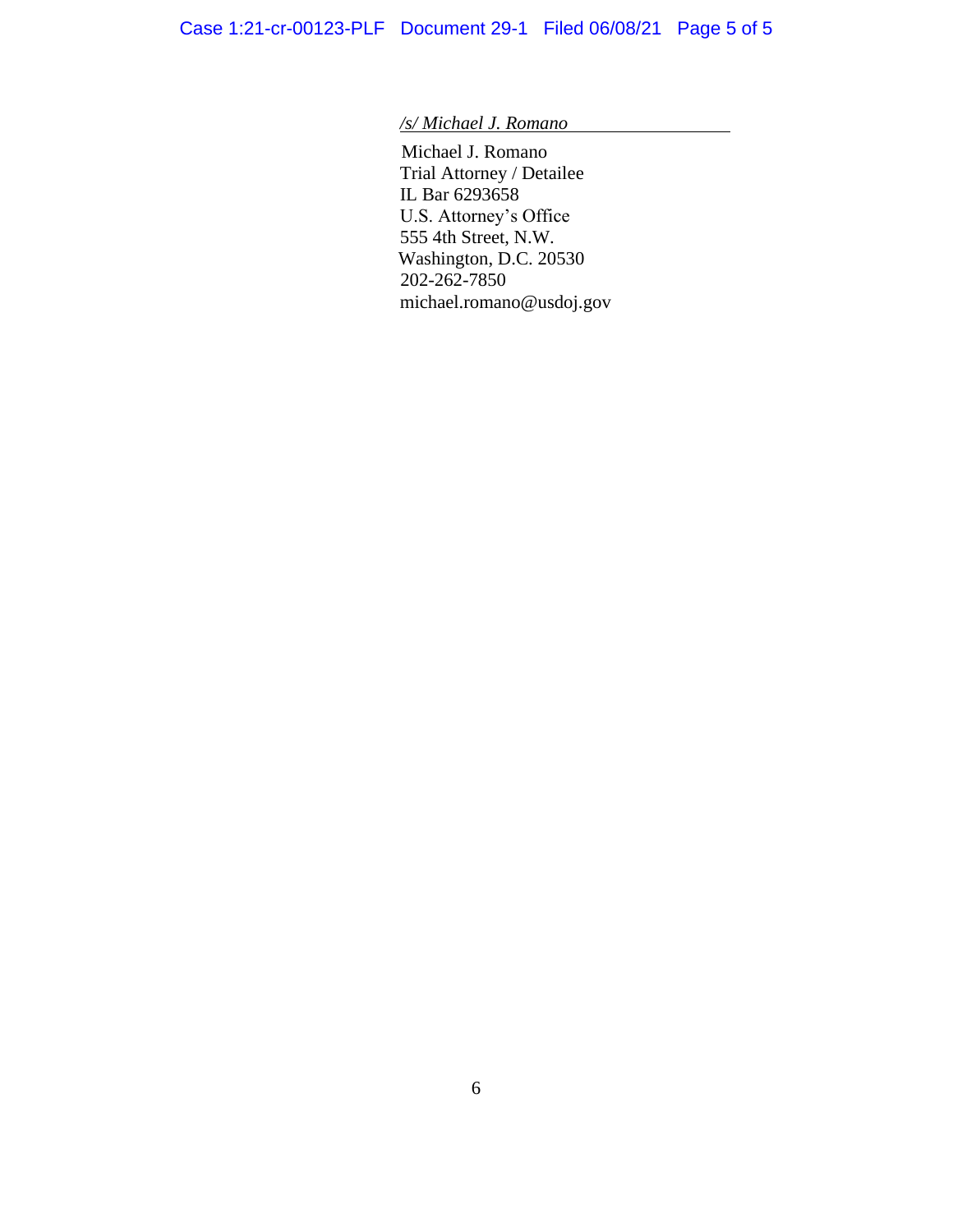*/s/ Michael J. Romano*

Michael J. Romano
Trial Attorney / Detailee
IL Bar 6293658
U.S. Attorney's Office
555 4th Street, N.W.
Washington, D.C. 20530
202-262-7850
michael.romano@usdoj.gov